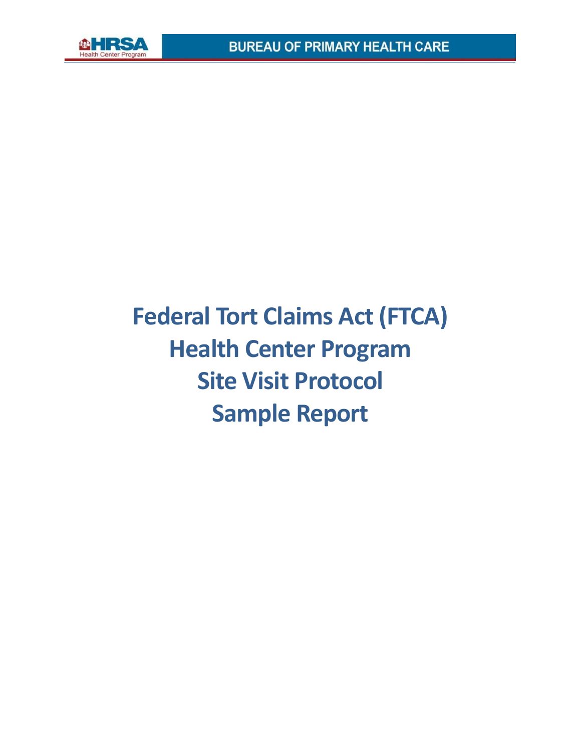# Federal Tort Claims Act (FTCA) Health Center Program Site Visit Protocol Sample Report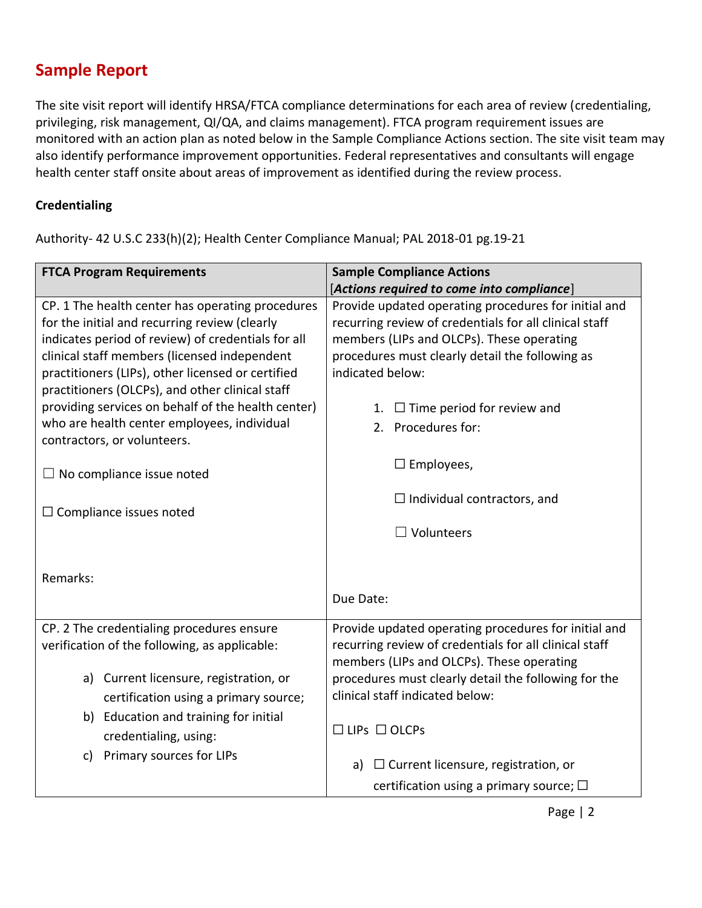# Sample Report

The site visit report will identify HRSA/FTCA compliance determinations for each area of review (credentialing, privileging, risk management, QI/QA, and claims management). FTCA program requirement issues are monitored with an action plan as noted below in the Sample Compliance Actions section. The site visit team may also identify performance improvement opportunities. Federal representatives and consultants will engage health center staff onsite about areas of improvement as identified during the review process.

**Credentialing**

Authority- 42 U.S.C 233(h)(2); Health Center Compliance Manual; PAL 2018-01 pg.19-21

| FTCA Program Requirements | Sample Compliance Actions [*Actions required to come into compliance*] |
|---|---|
| CP. 1 The health center has operating procedures for the initial and recurring review (clearly indicates period of review) of credentials for all clinical staff members (licensed independent practitioners (LIPs), other licensed or certified practitioners (OLCPs), and other clinical staff providing services on behalf of the health center) who are health center employees, individual contractors, or volunteers.<br><br>☐ No compliance issue noted<br><br>☐ Compliance issues noted<br><br>Remarks: | Provide updated operating procedures for initial and recurring review of credentials for all clinical staff members (LIPs and OLCPs). These operating procedures must clearly detail the following as indicated below:<br><br>1. ☐ Time period for review and<br>2. Procedures for:<br><br>☐ Employees,<br><br>☐ Individual contractors, and<br><br>☐ Volunteers<br><br>Due Date: |
| CP. 2 The credentialing procedures ensure verification of the following, as applicable:<br><br>a) Current licensure, registration, or certification using a primary source;<br>b) Education and training for initial credentialing, using:<br>c) Primary sources for LIPs | Provide updated operating procedures for initial and recurring review of credentials for all clinical staff members (LIPs and OLCPs). These operating procedures must clearly detail the following for the clinical staff indicated below:<br><br>☐ LIPs ☐ OLCPs<br><br>a) ☐ Current licensure, registration, or certification using a primary source; ☐ |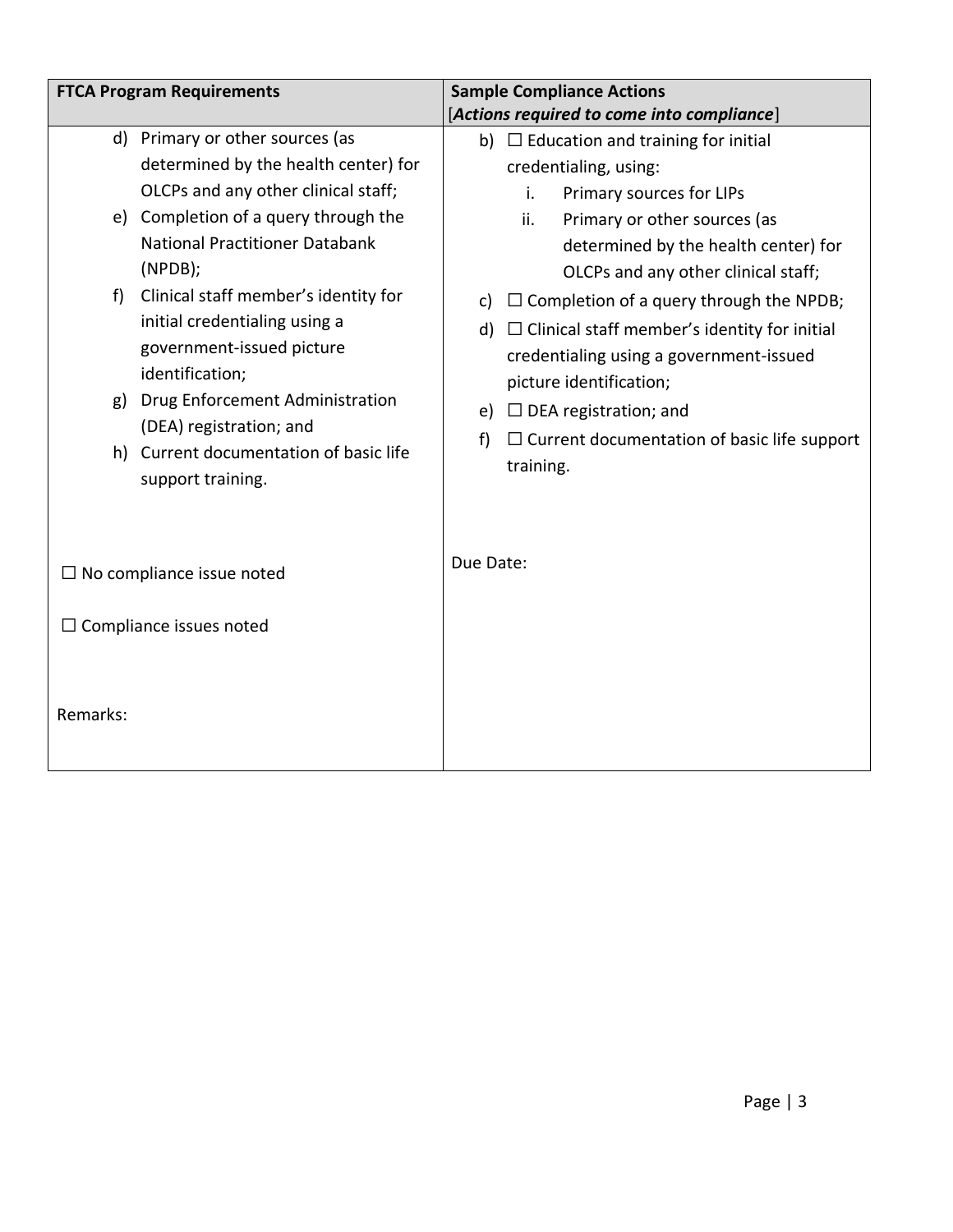| FTCA Program Requirements | Sample Compliance Actions<br>[*Actions required to come into compliance*] |
|---|---|
| d) Primary or other sources (as determined by the health center) for OLCPs and any other clinical staff;<br>e) Completion of a query through the National Practitioner Databank (NPDB);<br>f) Clinical staff member's identity for initial credentialing using a government-issued picture identification;<br>g) Drug Enforcement Administration (DEA) registration; and<br>h) Current documentation of basic life support training.<br><br>☐ No compliance issue noted<br><br>☐ Compliance issues noted<br><br>Remarks: | b) ☐ Education and training for initial credentialing, using:<br>i. Primary sources for LIPs<br>ii. Primary or other sources (as determined by the health center) for OLCPs and any other clinical staff;<br>c) ☐ Completion of a query through the NPDB;<br>d) ☐ Clinical staff member's identity for initial credentialing using a government-issued picture identification;<br>e) ☐ DEA registration; and<br>f) ☐ Current documentation of basic life support training.<br><br>Due Date: |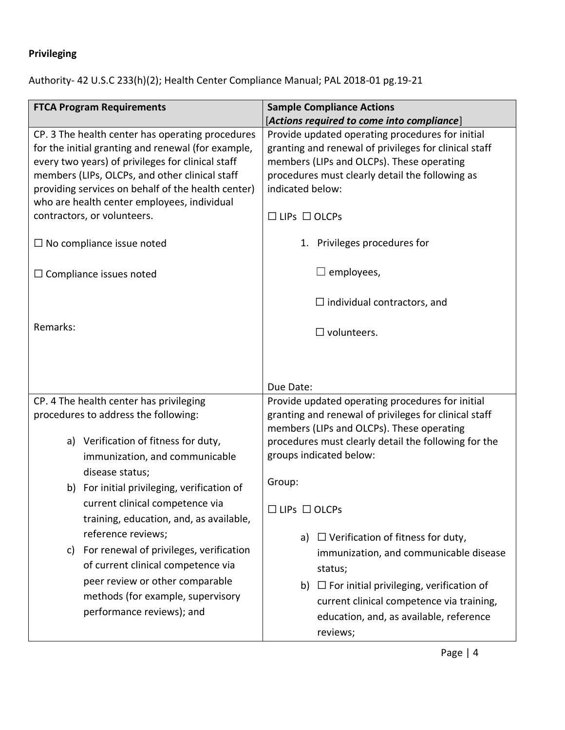**Privileging**

Authority- 42 U.S.C 233(h)(2); Health Center Compliance Manual; PAL 2018-01 pg.19-21

| FTCA Program Requirements | Sample Compliance Actions [*Actions required to come into compliance*] |
|---|---|
| CP. 3 The health center has operating procedures for the initial granting and renewal (for example, every two years) of privileges for clinical staff members (LIPs, OLCPs, and other clinical staff providing services on behalf of the health center) who are health center employees, individual contractors, or volunteers.<br><br>☐ No compliance issue noted<br><br>☐ Compliance issues noted<br><br>Remarks: | Provide updated operating procedures for initial granting and renewal of privileges for clinical staff members (LIPs and OLCPs). These operating procedures must clearly detail the following as indicated below:<br><br>☐ LIPs ☐ OLCPs<br><br>1. Privileges procedures for<br><br>☐ employees,<br><br>☐ individual contractors, and<br><br>☐ volunteers.<br><br>Due Date: |
| CP. 4 The health center has privileging procedures to address the following:<br><br>a) Verification of fitness for duty, immunization, and communicable disease status;<br>b) For initial privileging, verification of current clinical competence via training, education, and, as available, reference reviews;<br>c) For renewal of privileges, verification of current clinical competence via peer review or other comparable methods (for example, supervisory performance reviews); and | Provide updated operating procedures for initial granting and renewal of privileges for clinical staff members (LIPs and OLCPs). These operating procedures must clearly detail the following for the groups indicated below:<br><br>Group:<br><br>☐ LIPs ☐ OLCPs<br><br>a) ☐ Verification of fitness for duty, immunization, and communicable disease status;<br>b) ☐ For initial privileging, verification of current clinical competence via training, education, and, as available, reference reviews; |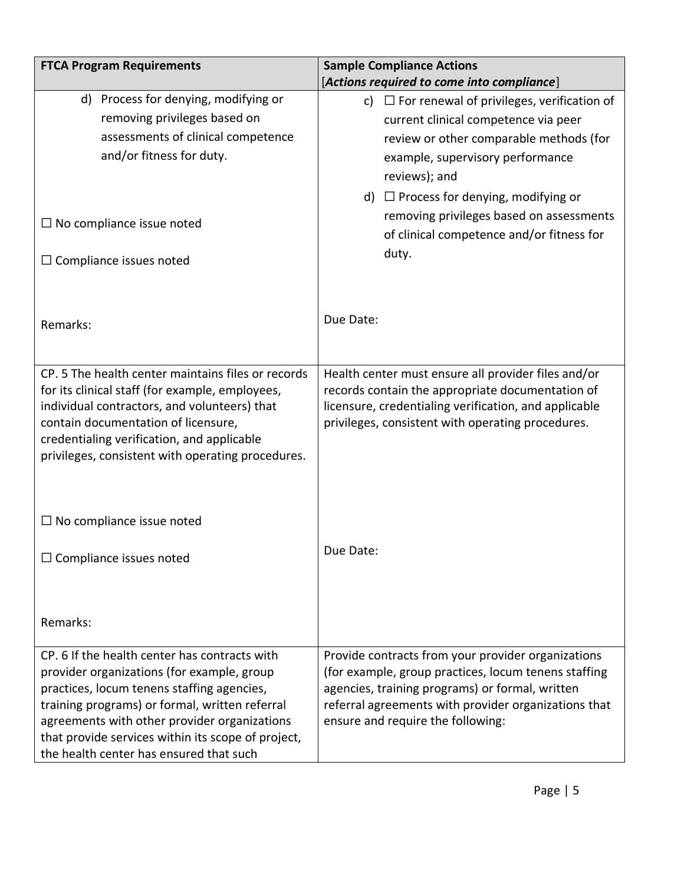| FTCA Program Requirements | Sample Compliance Actions<br>[*Actions required to come into compliance*] |
|---|---|
| d) Process for denying, modifying or removing privileges based on assessments of clinical competence and/or fitness for duty.<br><br>☐ No compliance issue noted<br><br>☐ Compliance issues noted<br><br>Remarks: | c) ☐ For renewal of privileges, verification of current clinical competence via peer review or other comparable methods (for example, supervisory performance reviews); and<br>d) ☐ Process for denying, modifying or removing privileges based on assessments of clinical competence and/or fitness for duty.<br><br>Due Date: |
| CP. 5 The health center maintains files or records for its clinical staff (for example, employees, individual contractors, and volunteers) that contain documentation of licensure, credentialing verification, and applicable privileges, consistent with operating procedures.<br><br>☐ No compliance issue noted<br><br>☐ Compliance issues noted<br><br>Remarks: | Health center must ensure all provider files and/or records contain the appropriate documentation of licensure, credentialing verification, and applicable privileges, consistent with operating procedures.<br><br>Due Date: |
| CP. 6 If the health center has contracts with provider organizations (for example, group practices, locum tenens staffing agencies, training programs) or formal, written referral agreements with other provider organizations that provide services within its scope of project, the health center has ensured that such | Provide contracts from your provider organizations (for example, group practices, locum tenens staffing agencies, training programs) or formal, written referral agreements with provider organizations that ensure and require the following: |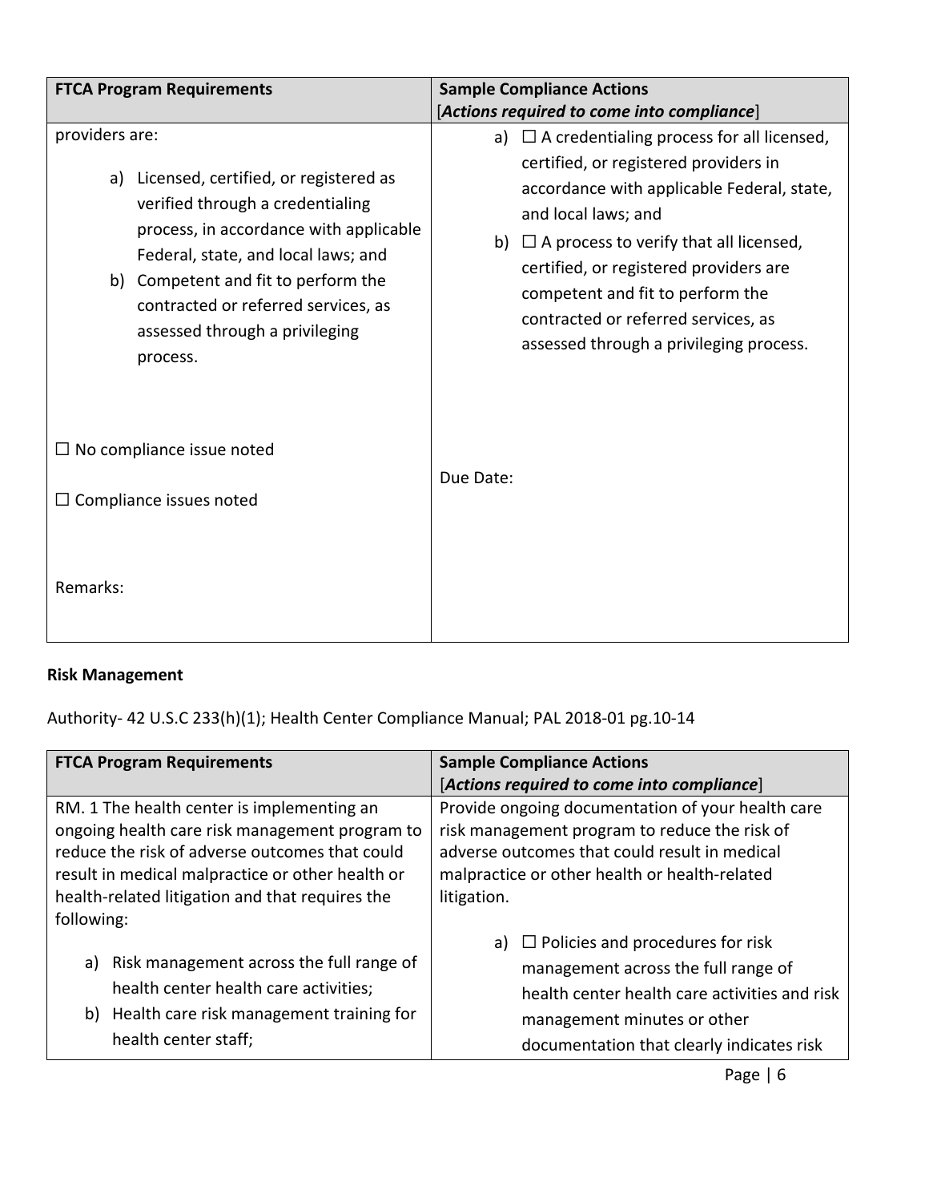| FTCA Program Requirements | Sample Compliance Actions<br>[***Actions required to come into compliance***] |
|---|---|
| providers are:<br><br>a) Licensed, certified, or registered as verified through a credentialing process, in accordance with applicable Federal, state, and local laws; and<br>b) Competent and fit to perform the contracted or referred services, as assessed through a privileging process.<br><br>☐ No compliance issue noted<br><br>☐ Compliance issues noted<br><br>Remarks: | a) ☐ A credentialing process for all licensed, certified, or registered providers in accordance with applicable Federal, state, and local laws; and<br>b) ☐ A process to verify that all licensed, certified, or registered providers are competent and fit to perform the contracted or referred services, as assessed through a privileging process.<br><br>Due Date: |

**Risk Management**

Authority- 42 U.S.C 233(h)(1); Health Center Compliance Manual; PAL 2018-01 pg.10-14

| FTCA Program Requirements | Sample Compliance Actions<br>[***Actions required to come into compliance***] |
|---|---|
| RM. 1 The health center is implementing an ongoing health care risk management program to reduce the risk of adverse outcomes that could result in medical malpractice or other health or health-related litigation and that requires the following:<br><br>a) Risk management across the full range of health center health care activities;<br>b) Health care risk management training for health center staff; | Provide ongoing documentation of your health care risk management program to reduce the risk of adverse outcomes that could result in medical malpractice or other health or health-related litigation.<br><br>a) ☐ Policies and procedures for risk management across the full range of health center health care activities and risk management minutes or other documentation that clearly indicates risk |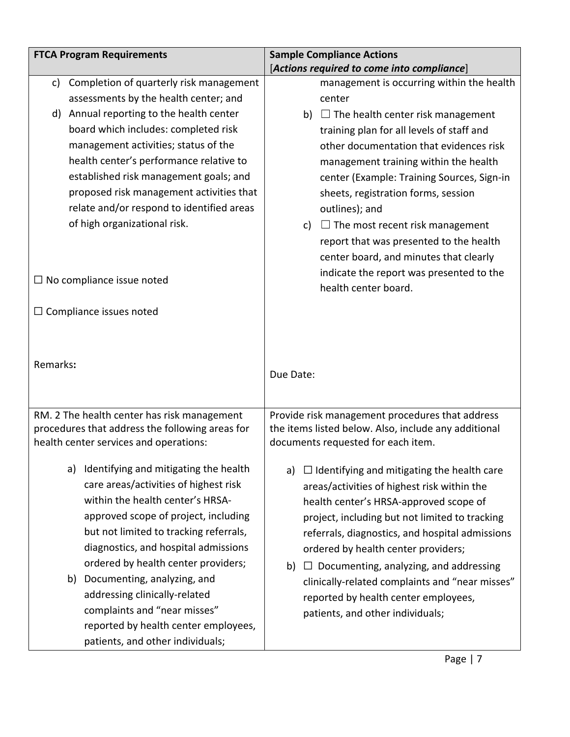| FTCA Program Requirements | Sample Compliance Actions [*Actions required to come into compliance*] |
| --- | --- |
| c) Completion of quarterly risk management assessments by the health center; and<br>d) Annual reporting to the health center board which includes: completed risk management activities; status of the health center's performance relative to established risk management goals; and proposed risk management activities that relate and/or respond to identified areas of high organizational risk.<br><br>☐ No compliance issue noted<br><br>☐ Compliance issues noted<br><br>Remarks: | management is occurring within the health center<br>b) ☐ The health center risk management training plan for all levels of staff and other documentation that evidences risk management training within the health center (Example: Training Sources, Sign-in sheets, registration forms, session outlines); and<br>c) ☐ The most recent risk management report that was presented to the health center board, and minutes that clearly indicate the report was presented to the health center board.<br><br>Due Date: |
| RM. 2 The health center has risk management procedures that address the following areas for health center services and operations:<br><br>a) Identifying and mitigating the health care areas/activities of highest risk within the health center's HRSA-approved scope of project, including but not limited to tracking referrals, diagnostics, and hospital admissions ordered by health center providers;<br>b) Documenting, analyzing, and addressing clinically-related complaints and "near misses" reported by health center employees, patients, and other individuals; | Provide risk management procedures that address the items listed below. Also, include any additional documents requested for each item.<br><br>a) ☐ Identifying and mitigating the health care areas/activities of highest risk within the health center's HRSA-approved scope of project, including but not limited to tracking referrals, diagnostics, and hospital admissions ordered by health center providers;<br>b) ☐ Documenting, analyzing, and addressing clinically-related complaints and "near misses" reported by health center employees, patients, and other individuals; |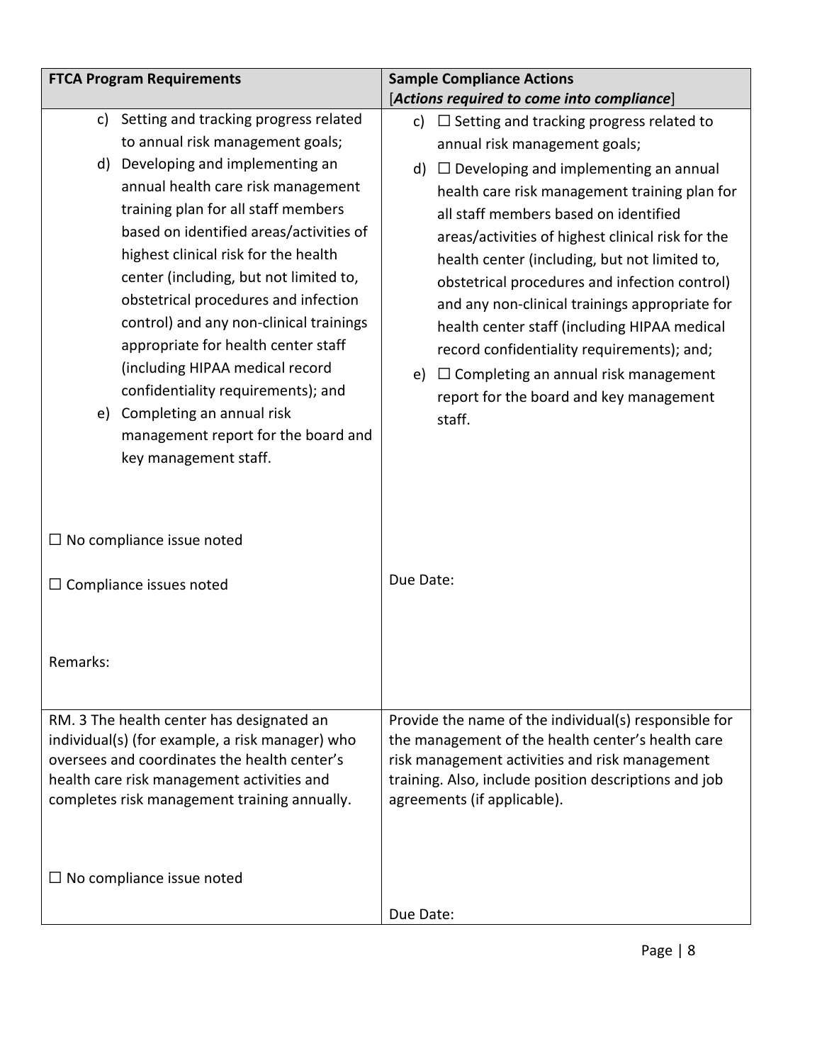| FTCA Program Requirements | Sample Compliance Actions<br>[***Actions required to come into compliance***] |
| --- | --- |
| c) Setting and tracking progress related to annual risk management goals;<br>d) Developing and implementing an annual health care risk management training plan for all staff members based on identified areas/activities of highest clinical risk for the health center (including, but not limited to, obstetrical procedures and infection control) and any non-clinical trainings appropriate for health center staff (including HIPAA medical record confidentiality requirements); and<br>e) Completing an annual risk management report for the board and key management staff.<br><br>☐ No compliance issue noted<br><br>☐ Compliance issues noted<br><br>Remarks: | c) ☐ Setting and tracking progress related to annual risk management goals;<br>d) ☐ Developing and implementing an annual health care risk management training plan for all staff members based on identified areas/activities of highest clinical risk for the health center (including, but not limited to, obstetrical procedures and infection control) and any non-clinical trainings appropriate for health center staff (including HIPAA medical record confidentiality requirements); and;<br>e) ☐ Completing an annual risk management report for the board and key management staff.<br><br>Due Date: |
| RM. 3 The health center has designated an individual(s) (for example, a risk manager) who oversees and coordinates the health center's health care risk management activities and completes risk management training annually.<br><br>☐ No compliance issue noted | Provide the name of the individual(s) responsible for the management of the health center's health care risk management activities and risk management training. Also, include position descriptions and job agreements (if applicable).<br><br>Due Date: |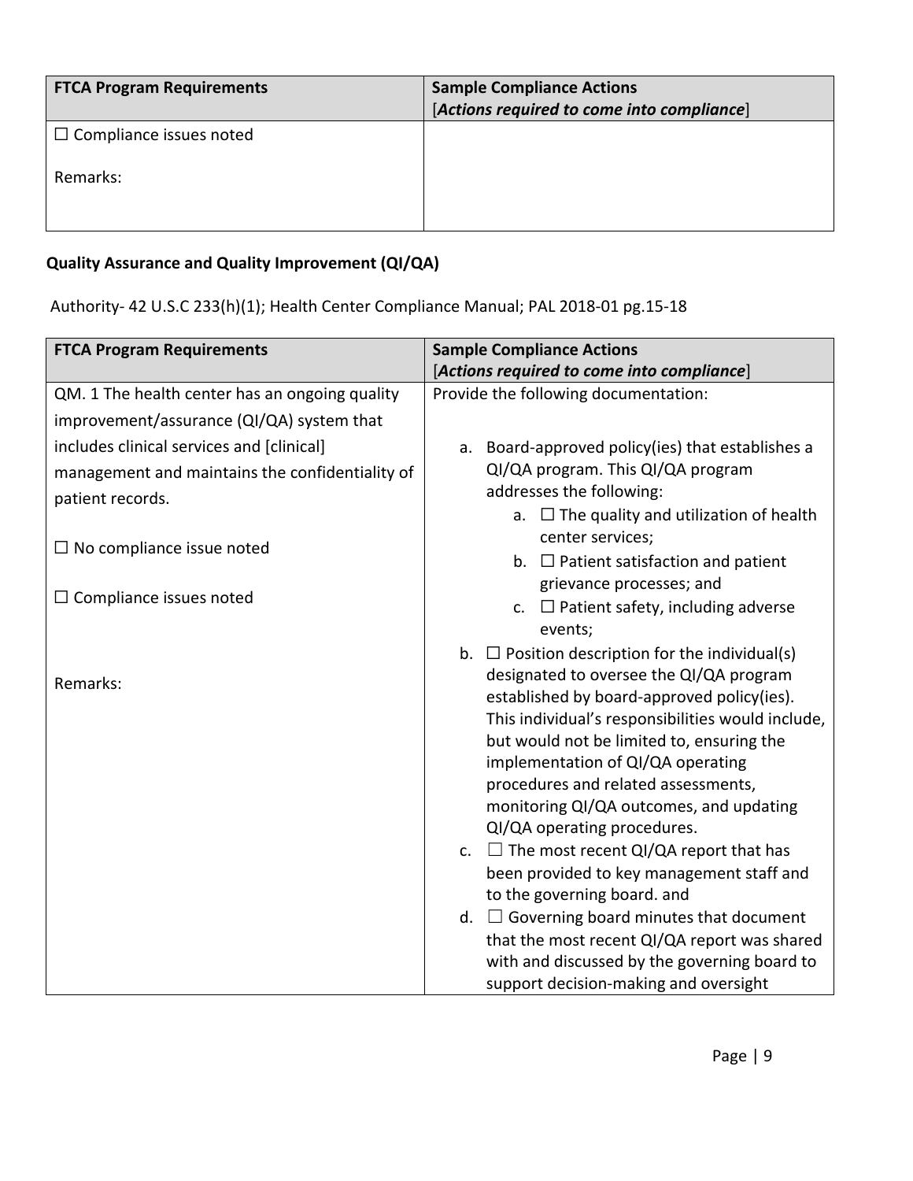| FTCA Program Requirements | Sample Compliance Actions<br>[*Actions required to come into compliance*] |
|---|---|
| ☐ Compliance issues noted<br><br>Remarks: | |

**Quality Assurance and Quality Improvement (QI/QA)**

Authority- 42 U.S.C 233(h)(1); Health Center Compliance Manual; PAL 2018-01 pg.15-18

| FTCA Program Requirements | Sample Compliance Actions<br>[*Actions required to come into compliance*] |
|---|---|
| QM. 1 The health center has an ongoing quality improvement/assurance (QI/QA) system that includes clinical services and [clinical] management and maintains the confidentiality of patient records.<br><br>☐ No compliance issue noted<br><br>☐ Compliance issues noted<br><br>Remarks: | Provide the following documentation:<br><br>a. Board-approved policy(ies) that establishes a QI/QA program. This QI/QA program addresses the following:<br>  a. ☐ The quality and utilization of health center services;<br>  b. ☐ Patient satisfaction and patient grievance processes; and<br>  c. ☐ Patient safety, including adverse events;<br>b. ☐ Position description for the individual(s) designated to oversee the QI/QA program established by board-approved policy(ies). This individual's responsibilities would include, but would not be limited to, ensuring the implementation of QI/QA operating procedures and related assessments, monitoring QI/QA outcomes, and updating QI/QA operating procedures.<br>c. ☐ The most recent QI/QA report that has been provided to key management staff and to the governing board. and<br>d. ☐ Governing board minutes that document that the most recent QI/QA report was shared with and discussed by the governing board to support decision-making and oversight |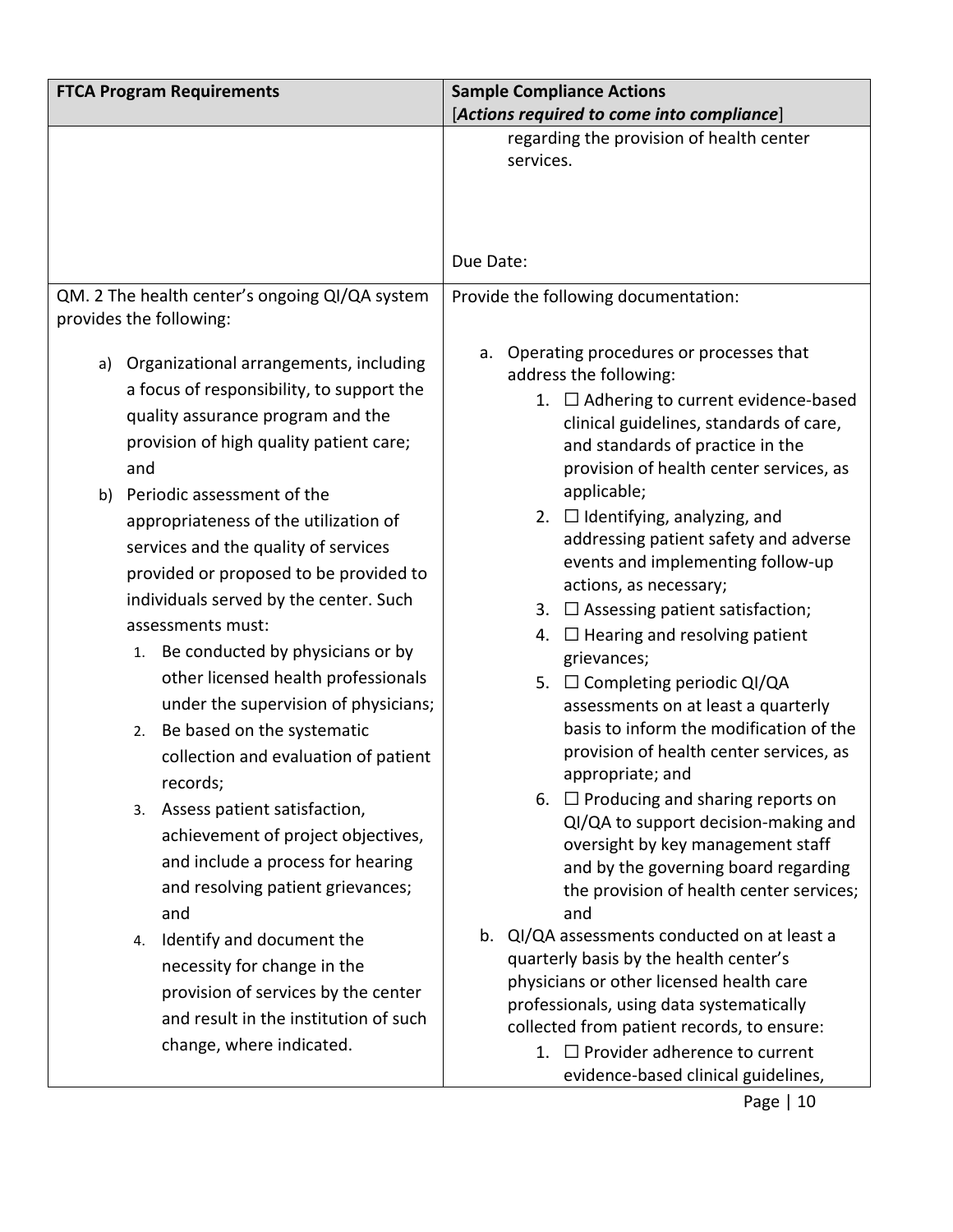| FTCA Program Requirements | Sample Compliance Actions<br>[***Actions required to come into compliance***] |
| --- | --- |
| | regarding the provision of health center services.<br><br>Due Date: |
| QM. 2 The health center's ongoing QI/QA system provides the following:<br><br>a) Organizational arrangements, including a focus of responsibility, to support the quality assurance program and the provision of high quality patient care; and<br>b) Periodic assessment of the appropriateness of the utilization of services and the quality of services provided or proposed to be provided to individuals served by the center. Such assessments must:<br>1. Be conducted by physicians or by other licensed health professionals under the supervision of physicians;<br>2. Be based on the systematic collection and evaluation of patient records;<br>3. Assess patient satisfaction, achievement of project objectives, and include a process for hearing and resolving patient grievances; and<br>4. Identify and document the necessity for change in the provision of services by the center and result in the institution of such change, where indicated. | Provide the following documentation:<br><br>a. Operating procedures or processes that address the following:<br>1. ☐ Adhering to current evidence-based clinical guidelines, standards of care, and standards of practice in the provision of health center services, as applicable;<br>2. ☐ Identifying, analyzing, and addressing patient safety and adverse events and implementing follow-up actions, as necessary;<br>3. ☐ Assessing patient satisfaction;<br>4. ☐ Hearing and resolving patient grievances;<br>5. ☐ Completing periodic QI/QA assessments on at least a quarterly basis to inform the modification of the provision of health center services, as appropriate; and<br>6. ☐ Producing and sharing reports on QI/QA to support decision-making and oversight by key management staff and by the governing board regarding the provision of health center services; and<br>b. QI/QA assessments conducted on at least a quarterly basis by the health center's physicians or other licensed health care professionals, using data systematically collected from patient records, to ensure:<br>1. ☐ Provider adherence to current evidence-based clinical guidelines, |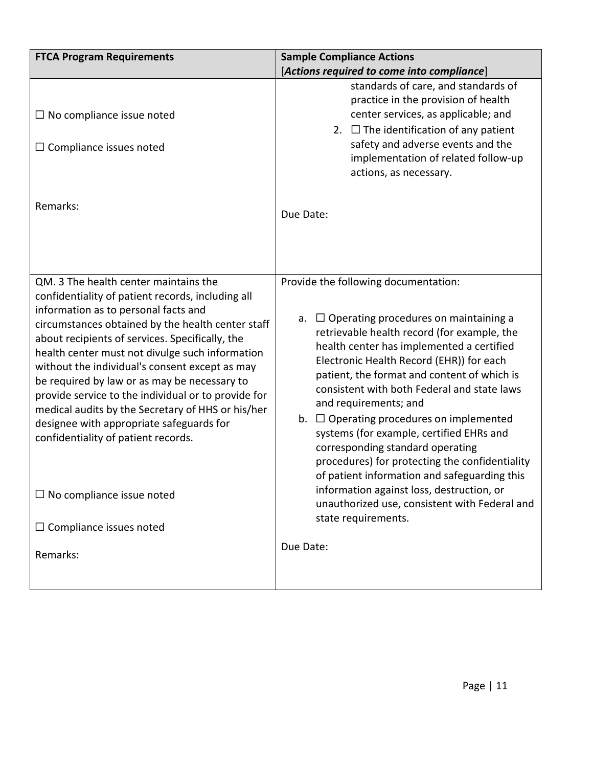| FTCA Program Requirements | Sample Compliance Actions<br>[***Actions required to come into compliance***] |
| --- | --- |
| ☐ No compliance issue noted<br><br>☐ Compliance issues noted<br><br>Remarks: | standards of care, and standards of practice in the provision of health center services, as applicable; and<br>2. ☐ The identification of any patient safety and adverse events and the implementation of related follow-up actions, as necessary.<br><br>Due Date: |
| QM. 3 The health center maintains the confidentiality of patient records, including all information as to personal facts and circumstances obtained by the health center staff about recipients of services. Specifically, the health center must not divulge such information without the individual's consent except as may be required by law or as may be necessary to provide service to the individual or to provide for medical audits by the Secretary of HHS or his/her designee with appropriate safeguards for confidentiality of patient records.<br><br>☐ No compliance issue noted<br><br>☐ Compliance issues noted<br><br>Remarks: | Provide the following documentation:<br><br>a. ☐ Operating procedures on maintaining a retrievable health record (for example, the health center has implemented a certified Electronic Health Record (EHR)) for each patient, the format and content of which is consistent with both Federal and state laws and requirements; and<br>b. ☐ Operating procedures on implemented systems (for example, certified EHRs and corresponding standard operating procedures) for protecting the confidentiality of patient information and safeguarding this information against loss, destruction, or unauthorized use, consistent with Federal and state requirements.<br><br>Due Date: |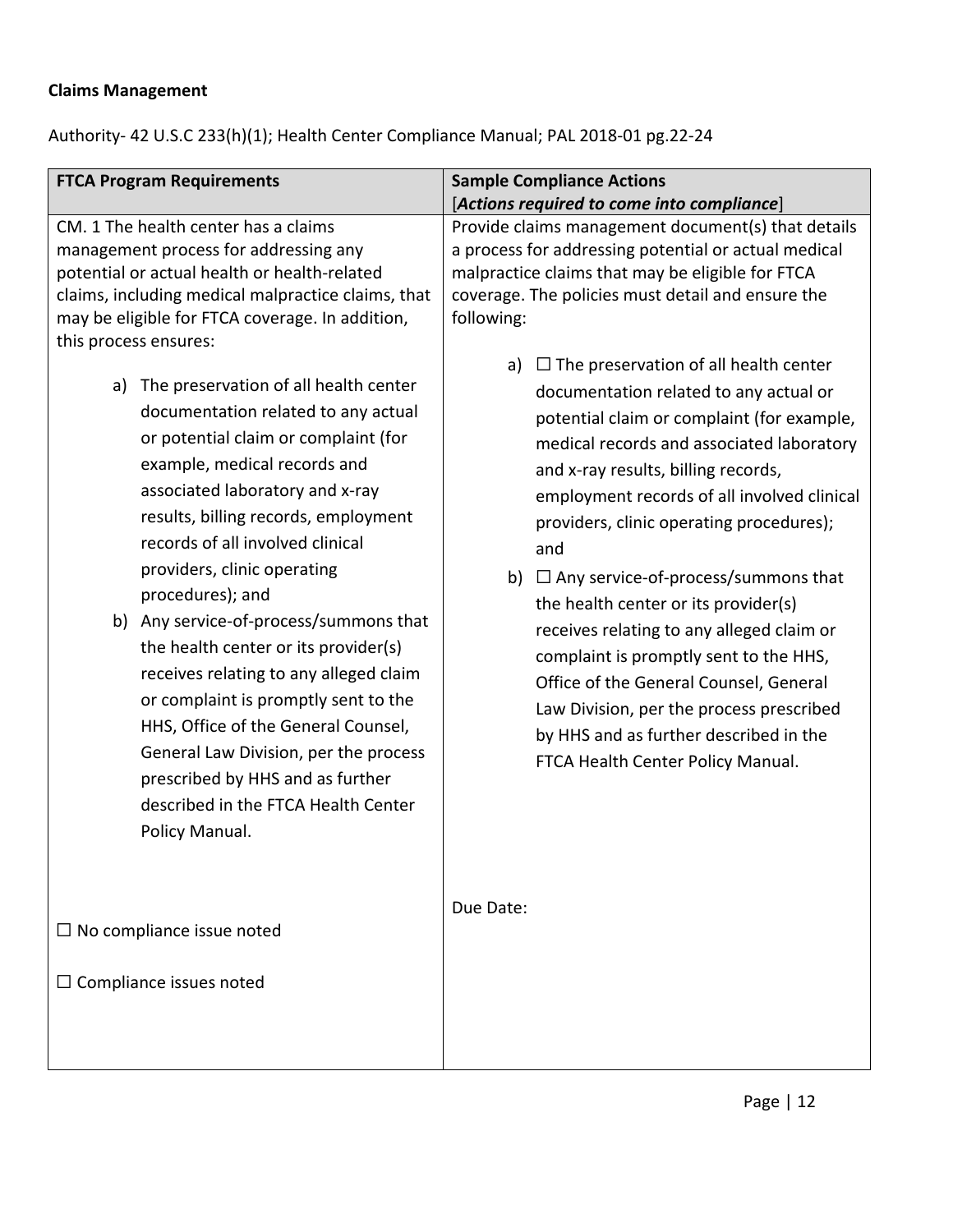**Claims Management**

Authority- 42 U.S.C 233(h)(1); Health Center Compliance Manual; PAL 2018-01 pg.22-24

| FTCA Program Requirements | Sample Compliance Actions [*Actions required to come into compliance*] |
|---|---|
| CM. 1 The health center has a claims management process for addressing any potential or actual health or health-related claims, including medical malpractice claims, that may be eligible for FTCA coverage. In addition, this process ensures:<br><br>a) The preservation of all health center documentation related to any actual or potential claim or complaint (for example, medical records and associated laboratory and x-ray results, billing records, employment records of all involved clinical providers, clinic operating procedures); and<br>b) Any service-of-process/summons that the health center or its provider(s) receives relating to any alleged claim or complaint is promptly sent to the HHS, Office of the General Counsel, General Law Division, per the process prescribed by HHS and as further described in the FTCA Health Center Policy Manual.<br><br>☐ No compliance issue noted<br><br>☐ Compliance issues noted | Provide claims management document(s) that details a process for addressing potential or actual medical malpractice claims that may be eligible for FTCA coverage. The policies must detail and ensure the following:<br><br>a) ☐ The preservation of all health center documentation related to any actual or potential claim or complaint (for example, medical records and associated laboratory and x-ray results, billing records, employment records of all involved clinical providers, clinic operating procedures); and<br>b) ☐ Any service-of-process/summons that the health center or its provider(s) receives relating to any alleged claim or complaint is promptly sent to the HHS, Office of the General Counsel, General Law Division, per the process prescribed by HHS and as further described in the FTCA Health Center Policy Manual.<br><br>Due Date: |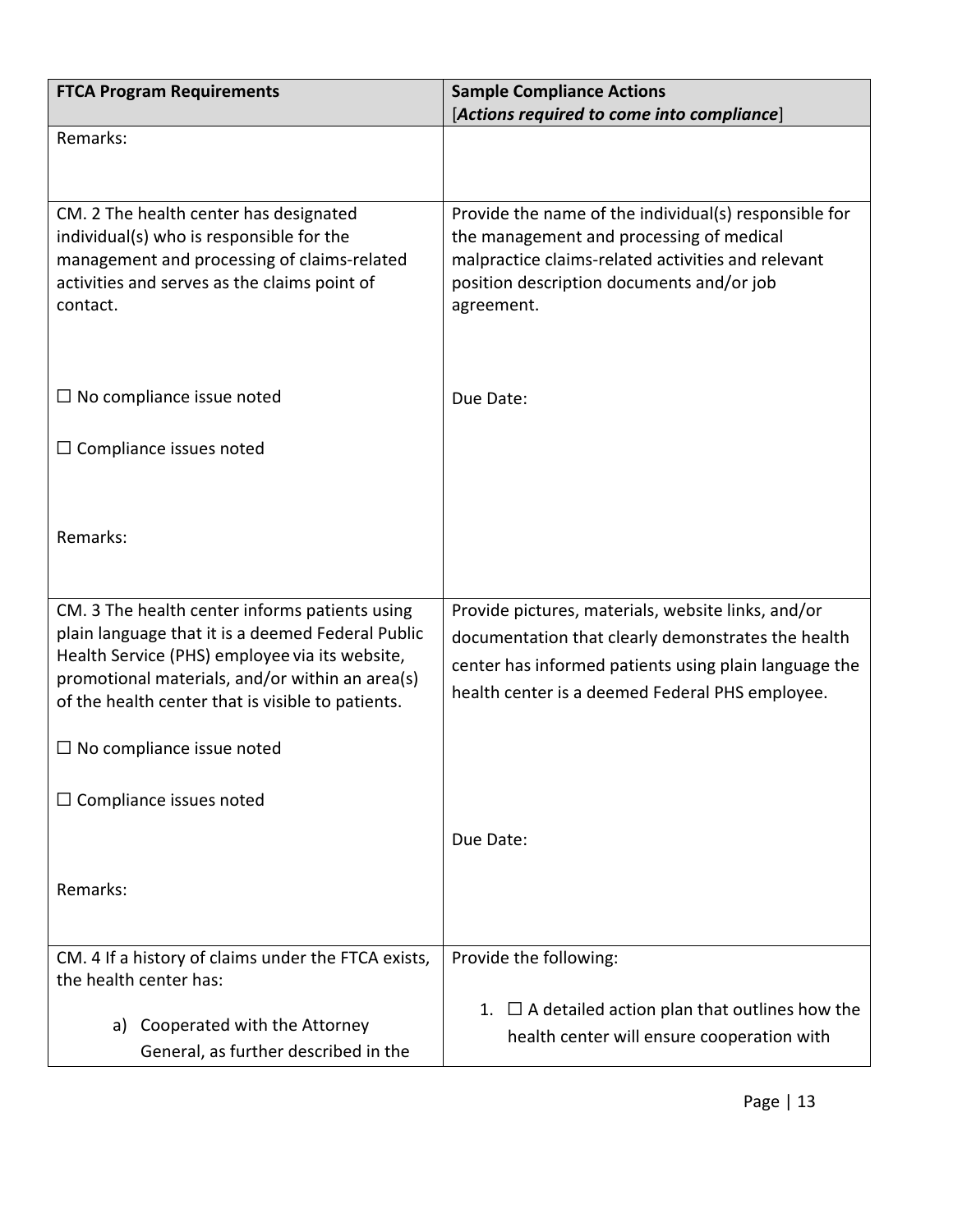| FTCA Program Requirements | Sample Compliance Actions<br>[***Actions required to come into compliance***] |
|---|---|
| Remarks: | |
| CM. 2 The health center has designated individual(s) who is responsible for the management and processing of claims-related activities and serves as the claims point of contact.<br><br>☐ No compliance issue noted<br><br>☐ Compliance issues noted<br><br>Remarks: | Provide the name of the individual(s) responsible for the management and processing of medical malpractice claims-related activities and relevant position description documents and/or job agreement.<br><br>Due Date: |
| CM. 3 The health center informs patients using plain language that it is a deemed Federal Public Health Service (PHS) employee via its website, promotional materials, and/or within an area(s) of the health center that is visible to patients.<br><br>☐ No compliance issue noted<br><br>☐ Compliance issues noted<br><br>Remarks: | Provide pictures, materials, website links, and/or documentation that clearly demonstrates the health center has informed patients using plain language the health center is a deemed Federal PHS employee.<br><br>Due Date: |
| CM. 4 If a history of claims under the FTCA exists, the health center has:<br><br>a) Cooperated with the Attorney General, as further described in the | Provide the following:<br><br>1. ☐ A detailed action plan that outlines how the health center will ensure cooperation with |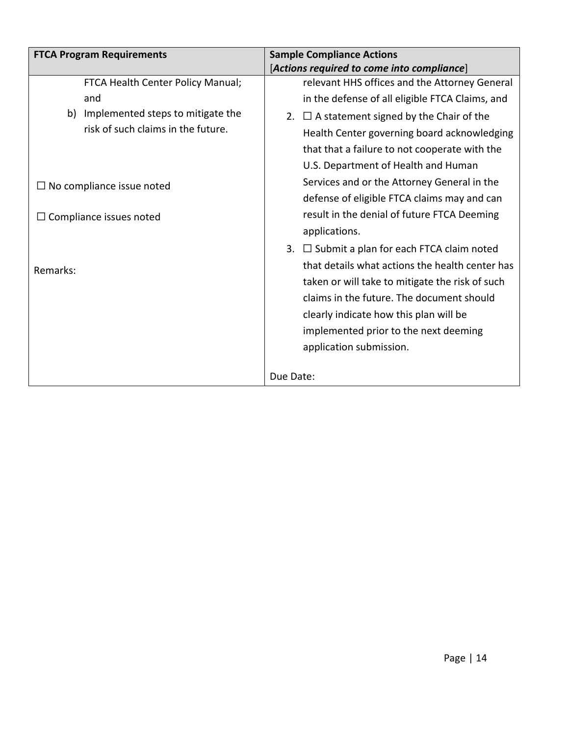| FTCA Program Requirements | Sample Compliance Actions<br>[***Actions required to come into compliance***] |
|---|---|
| FTCA Health Center Policy Manual; and<br>b) Implemented steps to mitigate the risk of such claims in the future.<br><br>☐ No compliance issue noted<br><br>☐ Compliance issues noted<br><br>Remarks: | relevant HHS offices and the Attorney General in the defense of all eligible FTCA Claims, and<br>2. ☐ A statement signed by the Chair of the Health Center governing board acknowledging that that a failure to not cooperate with the U.S. Department of Health and Human Services and or the Attorney General in the defense of eligible FTCA claims may and can result in the denial of future FTCA Deeming applications.<br>3. ☐ Submit a plan for each FTCA claim noted that details what actions the health center has taken or will take to mitigate the risk of such claims in the future. The document should clearly indicate how this plan will be implemented prior to the next deeming application submission.<br><br>Due Date: |